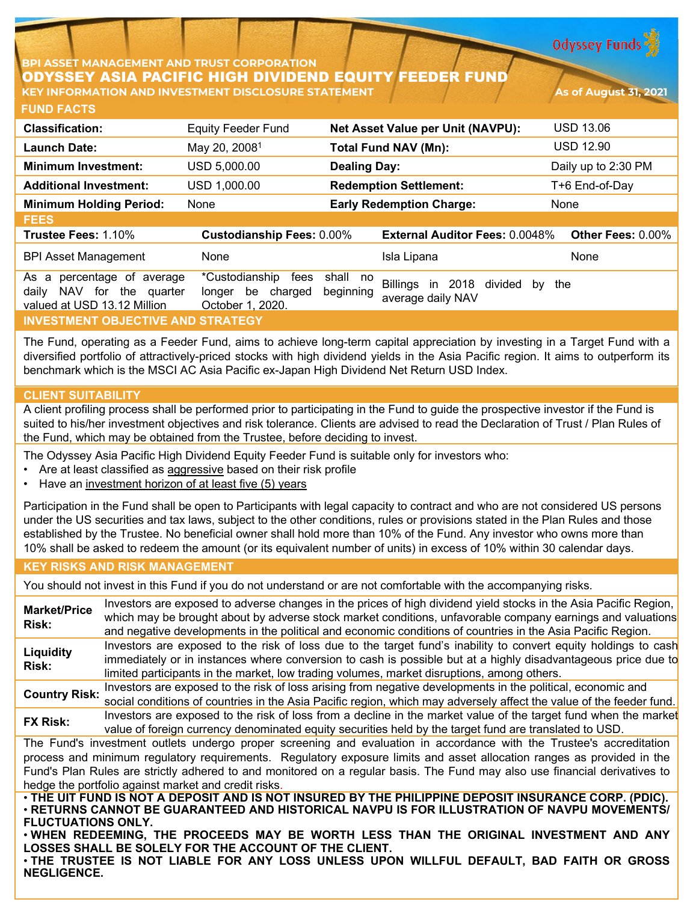Odyssey Funds

**BPI ASSET MANAGEMENT AND TRUST CORPORATION**

# ODYSSEY ASIA PACIFIC HIGH DIVIDEND EQUITY FEEDER FUND

**KEY INFORMATION AND INVESTMENT DISCLOSURE STATEMENT** — As of August 31, 2021

## FUND FACTS

| | | | |
|---|---|---|---|
| **Classification:** | Equity Feeder Fund | **Net Asset Value per Unit (NAVPU):** | USD 13.06 |
| **Launch Date:** | May 20, 2008[1] | **Total Fund NAV (Mn):** | USD 12.90 |
| **Minimum Investment:** | USD 5,000.00 | **Dealing Day:** | Daily up to 2:30 PM |
| **Additional Investment:** | USD 1,000.00 | **Redemption Settlement:** | T+6 End-of-Day |
| **Minimum Holding Period:** | None | **Early Redemption Charge:** | None |

## FEES

| **Trustee Fees:** 1.10% | **Custodianship Fees:** 0.00% | **External Auditor Fees:** 0.0048% | **Other Fees:** 0.00% |
|---|---|---|---|
| BPI Asset Management | None | Isla Lipana | None |
| As a percentage of average daily NAV for the quarter valued at USD 13.12 Million | *Custodianship fees shall no longer be charged beginning October 1, 2020. | Billings in 2018 divided by the average daily NAV | |

## INVESTMENT OBJECTIVE AND STRATEGY

The Fund, operating as a Feeder Fund, aims to achieve long-term capital appreciation by investing in a Target Fund with a diversified portfolio of attractively-priced stocks with high dividend yields in the Asia Pacific region. It aims to outperform its benchmark which is the MSCI AC Asia Pacific ex-Japan High Dividend Net Return USD Index.

## CLIENT SUITABILITY

A client profiling process shall be performed prior to participating in the Fund to guide the prospective investor if the Fund is suited to his/her investment objectives and risk tolerance. Clients are advised to read the Declaration of Trust / Plan Rules of the Fund, which may be obtained from the Trustee, before deciding to invest.

The Odyssey Asia Pacific High Dividend Equity Feeder Fund is suitable only for investors who:

- Are at least classified as aggressive based on their risk profile
- Have an investment horizon of at least five (5) years

Participation in the Fund shall be open to Participants with legal capacity to contract and who are not considered US persons under the US securities and tax laws, subject to the other conditions, rules or provisions stated in the Plan Rules and those established by the Trustee. No beneficial owner shall hold more than 10% of the Fund. Any investor who owns more than 10% shall be asked to redeem the amount (or its equivalent number of units) in excess of 10% within 30 calendar days.

## KEY RISKS AND RISK MANAGEMENT

You should not invest in this Fund if you do not understand or are not comfortable with the accompanying risks.

| | |
|---|---|
| **Market/Price Risk:** | Investors are exposed to adverse changes in the prices of high dividend yield stocks in the Asia Pacific Region, which may be brought about by adverse stock market conditions, unfavorable company earnings and valuations and negative developments in the political and economic conditions of countries in the Asia Pacific Region. |
| **Liquidity Risk:** | Investors are exposed to the risk of loss due to the target fund's inability to convert equity holdings to cash immediately or in instances where conversion to cash is possible but at a highly disadvantageous price due to limited participants in the market, low trading volumes, market disruptions, among others. |
| **Country Risk:** | Investors are exposed to the risk of loss arising from negative developments in the political, economic and social conditions of countries in the Asia Pacific region, which may adversely affect the value of the feeder fund. |
| **FX Risk:** | Investors are exposed to the risk of loss from a decline in the market value of the target fund when the market value of foreign currency denominated equity securities held by the target fund are translated to USD. |

The Fund's investment outlets undergo proper screening and evaluation in accordance with the Trustee's accreditation process and minimum regulatory requirements. Regulatory exposure limits and asset allocation ranges as provided in the Fund's Plan Rules are strictly adhered to and monitored on a regular basis. The Fund may also use financial derivatives to hedge the portfolio against market and credit risks.

**• THE UIT FUND IS NOT A DEPOSIT AND IS NOT INSURED BY THE PHILIPPINE DEPOSIT INSURANCE CORP. (PDIC).**
**• RETURNS CANNOT BE GUARANTEED AND HISTORICAL NAVPU IS FOR ILLUSTRATION OF NAVPU MOVEMENTS/ FLUCTUATIONS ONLY.**
**• WHEN REDEEMING, THE PROCEEDS MAY BE WORTH LESS THAN THE ORIGINAL INVESTMENT AND ANY LOSSES SHALL BE SOLELY FOR THE ACCOUNT OF THE CLIENT.**
**• THE TRUSTEE IS NOT LIABLE FOR ANY LOSS UNLESS UPON WILLFUL DEFAULT, BAD FAITH OR GROSS NEGLIGENCE.**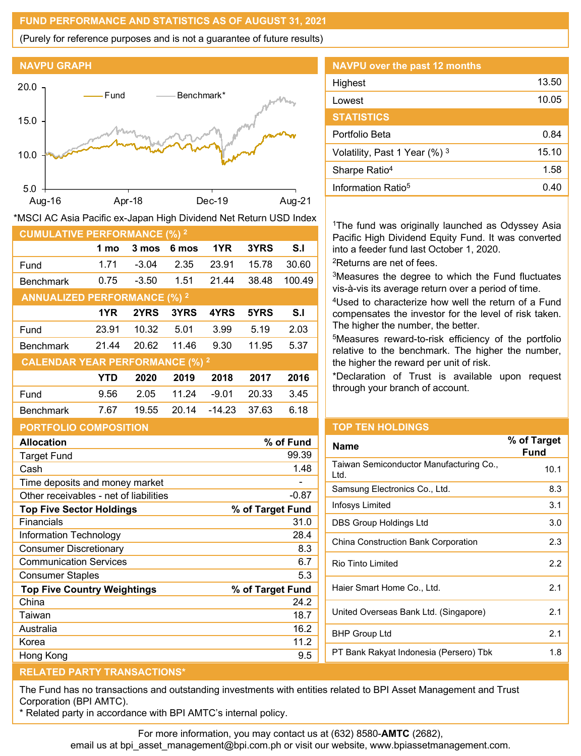## FUND PERFORMANCE AND STATISTICS AS OF AUGUST 31, 2021

(Purely for reference purposes and is not a guarantee of future results)

### NAVPU GRAPH

*MSCI AC Asia Pacific ex-Japan High Dividend Net Return USD Index

### NAVPU over the past 12 months

| | |
|---|---|
| Highest | 13.50 |
| Lowest | 10.05 |

### STATISTICS

| | |
|---|---|
| Portfolio Beta | 0.84 |
| Volatility, Past 1 Year (%) [3] | 15.10 |
| Sharpe Ratio[4] | 1.58 |
| Information Ratio[5] | 0.40 |

### CUMULATIVE PERFORMANCE (%) [2]

| | 1 mo | 3 mos | 6 mos | 1YR | 3YRS | S.I |
|---|---|---|---|---|---|---|
| Fund | 1.71 | -3.04 | 2.35 | 23.91 | 15.78 | 30.60 |
| Benchmark | 0.75 | -3.50 | 1.51 | 21.44 | 38.48 | 100.49 |

### ANNUALIZED PERFORMANCE (%) [2]

| | 1YR | 2YRS | 3YRS | 4YRS | 5YRS | S.I |
|---|---|---|---|---|---|---|
| Fund | 23.91 | 10.32 | 5.01 | 3.99 | 5.19 | 2.03 |
| Benchmark | 21.44 | 20.62 | 11.46 | 9.30 | 11.95 | 5.37 |

### CALENDAR YEAR PERFORMANCE (%) [2]

| | YTD | 2020 | 2019 | 2018 | 2017 | 2016 |
|---|---|---|---|---|---|---|
| Fund | 9.56 | 2.05 | 11.24 | -9.01 | 20.33 | 3.45 |
| Benchmark | 7.67 | 19.55 | 20.14 | -14.23 | 37.63 | 6.18 |

[1]The fund was originally launched as Odyssey Asia Pacific High Dividend Equity Fund. It was converted into a feeder fund last October 1, 2020.

[2]Returns are net of fees.

[3]Measures the degree to which the Fund fluctuates vis-à-vis its average return over a period of time.

[4]Used to characterize how well the return of a Fund compensates the investor for the level of risk taken. The higher the number, the better.

[5]Measures reward-to-risk efficiency of the portfolio relative to the benchmark. The higher the number, the higher the reward per unit of risk.

*Declaration of Trust is available upon request through your branch of account.

### PORTFOLIO COMPOSITION

| Allocation | % of Fund |
|---|---|
| Target Fund | 99.39 |
| Cash | 1.48 |
| Time deposits and money market | - |
| Other receivables - net of liabilities | -0.87 |

| Top Five Sector Holdings | % of Target Fund |
|---|---|
| Financials | 31.0 |
| Information Technology | 28.4 |
| Consumer Discretionary | 8.3 |
| Communication Services | 6.7 |
| Consumer Staples | 5.3 |

| Top Five Country Weightings | % of Target Fund |
|---|---|
| China | 24.2 |
| Taiwan | 18.7 |
| Australia | 16.2 |
| Korea | 11.2 |
| Hong Kong | 9.5 |

### TOP TEN HOLDINGS

| Name | % of Target Fund |
|---|---|
| Taiwan Semiconductor Manufacturing Co., Ltd. | 10.1 |
| Samsung Electronics Co., Ltd. | 8.3 |
| Infosys Limited | 3.1 |
| DBS Group Holdings Ltd | 3.0 |
| China Construction Bank Corporation | 2.3 |
| Rio Tinto Limited | 2.2 |
| Haier Smart Home Co., Ltd. | 2.1 |
| United Overseas Bank Ltd. (Singapore) | 2.1 |
| BHP Group Ltd | 2.1 |
| PT Bank Rakyat Indonesia (Persero) Tbk | 1.8 |

### RELATED PARTY TRANSACTIONS*

The Fund has no transactions and outstanding investments with entities related to BPI Asset Management and Trust Corporation (BPI AMTC).

* Related party in accordance with BPI AMTC's internal policy.

For more information, you may contact us at (632) 8580-**AMTC** (2682), email us at bpi_asset_management@bpi.com.ph or visit our website, www.bpiassetmanagement.com.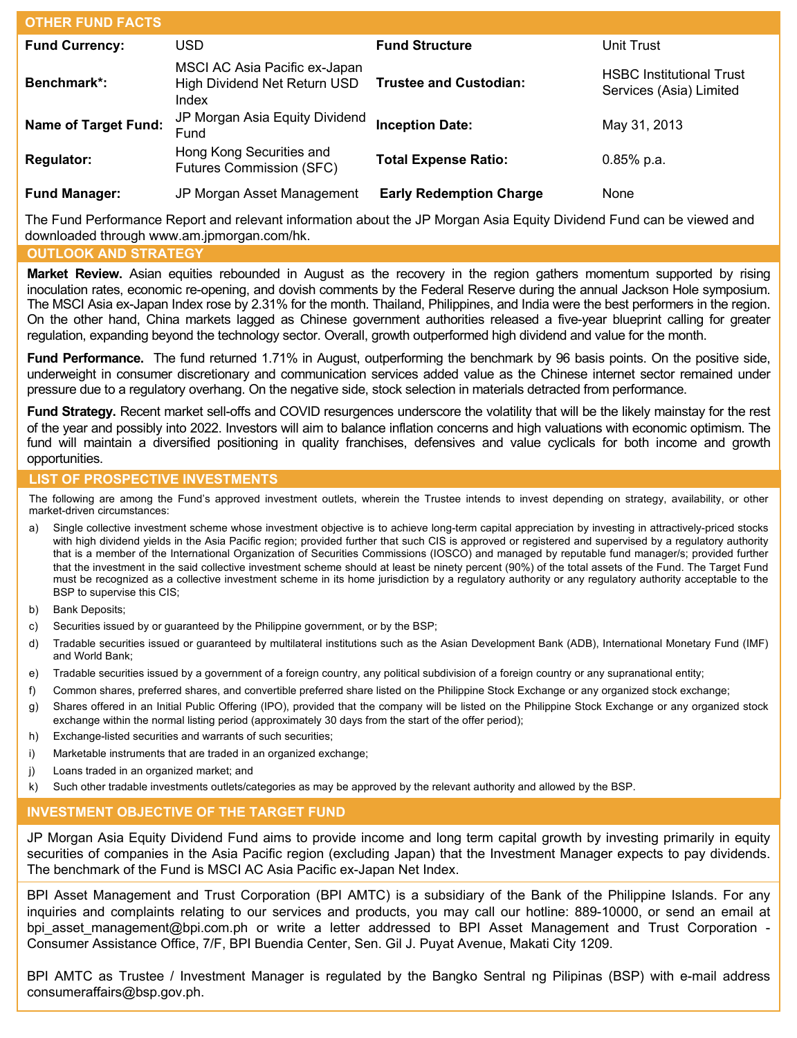## OTHER FUND FACTS

| | | | |
|---|---|---|---|
| **Fund Currency:** | USD | **Fund Structure** | Unit Trust |
| **Benchmark*:** | MSCI AC Asia Pacific ex-Japan High Dividend Net Return USD Index | **Trustee and Custodian:** | HSBC Institutional Trust Services (Asia) Limited |
| **Name of Target Fund:** | JP Morgan Asia Equity Dividend Fund | **Inception Date:** | May 31, 2013 |
| **Regulator:** | Hong Kong Securities and Futures Commission (SFC) | **Total Expense Ratio:** | 0.85% p.a. |
| **Fund Manager:** | JP Morgan Asset Management | **Early Redemption Charge** | None |

The Fund Performance Report and relevant information about the JP Morgan Asia Equity Dividend Fund can be viewed and downloaded through www.am.jpmorgan.com/hk.

## OUTLOOK AND STRATEGY

**Market Review.** Asian equities rebounded in August as the recovery in the region gathers momentum supported by rising inoculation rates, economic re-opening, and dovish comments by the Federal Reserve during the annual Jackson Hole symposium. The MSCI Asia ex-Japan Index rose by 2.31% for the month. Thailand, Philippines, and India were the best performers in the region. On the other hand, China markets lagged as Chinese government authorities released a five-year blueprint calling for greater regulation, expanding beyond the technology sector. Overall, growth outperformed high dividend and value for the month.

**Fund Performance.** The fund returned 1.71% in August, outperforming the benchmark by 96 basis points. On the positive side, underweight in consumer discretionary and communication services added value as the Chinese internet sector remained under pressure due to a regulatory overhang. On the negative side, stock selection in materials detracted from performance.

**Fund Strategy.** Recent market sell-offs and COVID resurgences underscore the volatility that will be the likely mainstay for the rest of the year and possibly into 2022. Investors will aim to balance inflation concerns and high valuations with economic optimism. The fund will maintain a diversified positioning in quality franchises, defensives and value cyclicals for both income and growth opportunities.

## LIST OF PROSPECTIVE INVESTMENTS

The following are among the Fund's approved investment outlets, wherein the Trustee intends to invest depending on strategy, availability, or other market-driven circumstances:

a) Single collective investment scheme whose investment objective is to achieve long-term capital appreciation by investing in attractively-priced stocks with high dividend yields in the Asia Pacific region; provided further that such CIS is approved or registered and supervised by a regulatory authority that is a member of the International Organization of Securities Commissions (IOSCO) and managed by reputable fund manager/s; provided further that the investment in the said collective investment scheme should at least be ninety percent (90%) of the total assets of the Fund. The Target Fund must be recognized as a collective investment scheme in its home jurisdiction by a regulatory authority or any regulatory authority acceptable to the BSP to supervise this CIS;
b) Bank Deposits;
c) Securities issued by or guaranteed by the Philippine government, or by the BSP;
d) Tradable securities issued or guaranteed by multilateral institutions such as the Asian Development Bank (ADB), International Monetary Fund (IMF) and World Bank;
e) Tradable securities issued by a government of a foreign country, any political subdivision of a foreign country or any supranational entity;
f) Common shares, preferred shares, and convertible preferred share listed on the Philippine Stock Exchange or any organized stock exchange;
g) Shares offered in an Initial Public Offering (IPO), provided that the company will be listed on the Philippine Stock Exchange or any organized stock exchange within the normal listing period (approximately 30 days from the start of the offer period);
h) Exchange-listed securities and warrants of such securities;
i) Marketable instruments that are traded in an organized exchange;
j) Loans traded in an organized market; and
k) Such other tradable investments outlets/categories as may be approved by the relevant authority and allowed by the BSP.

## INVESTMENT OBJECTIVE OF THE TARGET FUND

JP Morgan Asia Equity Dividend Fund aims to provide income and long term capital growth by investing primarily in equity securities of companies in the Asia Pacific region (excluding Japan) that the Investment Manager expects to pay dividends. The benchmark of the Fund is MSCI AC Asia Pacific ex-Japan Net Index.

BPI Asset Management and Trust Corporation (BPI AMTC) is a subsidiary of the Bank of the Philippine Islands. For any inquiries and complaints relating to our services and products, you may call our hotline: 889-10000, or send an email at bpi_asset_management@bpi.com.ph or write a letter addressed to BPI Asset Management and Trust Corporation - Consumer Assistance Office, 7/F, BPI Buendia Center, Sen. Gil J. Puyat Avenue, Makati City 1209.

BPI AMTC as Trustee / Investment Manager is regulated by the Bangko Sentral ng Pilipinas (BSP) with e-mail address consumeraffairs@bsp.gov.ph.